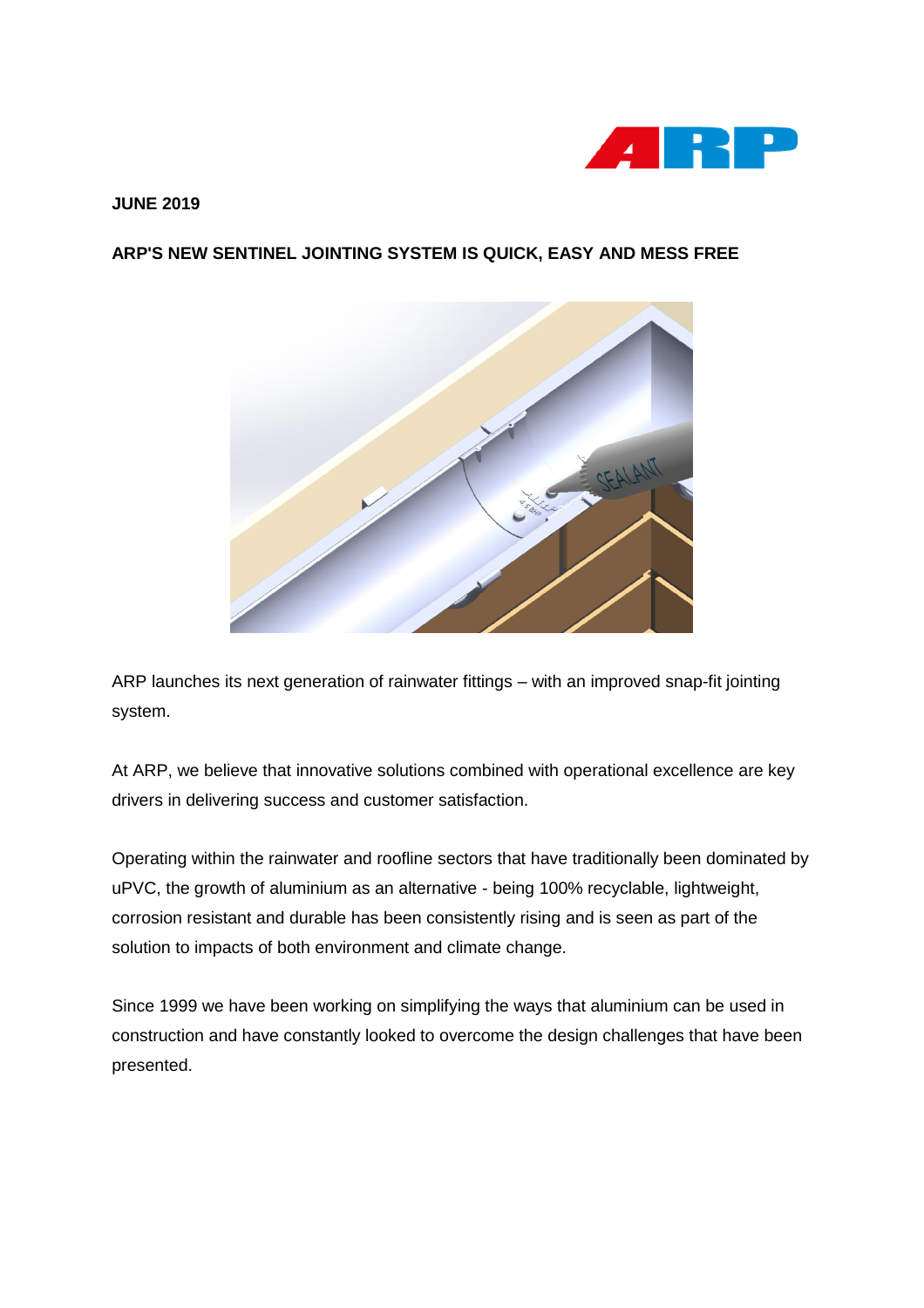**JUNE 2019**

**ARP'S NEW SENTINEL JOINTING SYSTEM IS QUICK, EASY AND MESS FREE**

ARP launches its next generation of rainwater fittings – with an improved snap-fit jointing system.

At ARP, we believe that innovative solutions combined with operational excellence are key drivers in delivering success and customer satisfaction.

Operating within the rainwater and roofline sectors that have traditionally been dominated by uPVC, the growth of aluminium as an alternative - being 100% recyclable, lightweight, corrosion resistant and durable has been consistently rising and is seen as part of the solution to impacts of both environment and climate change.

Since 1999 we have been working on simplifying the ways that aluminium can be used in construction and have constantly looked to overcome the design challenges that have been presented.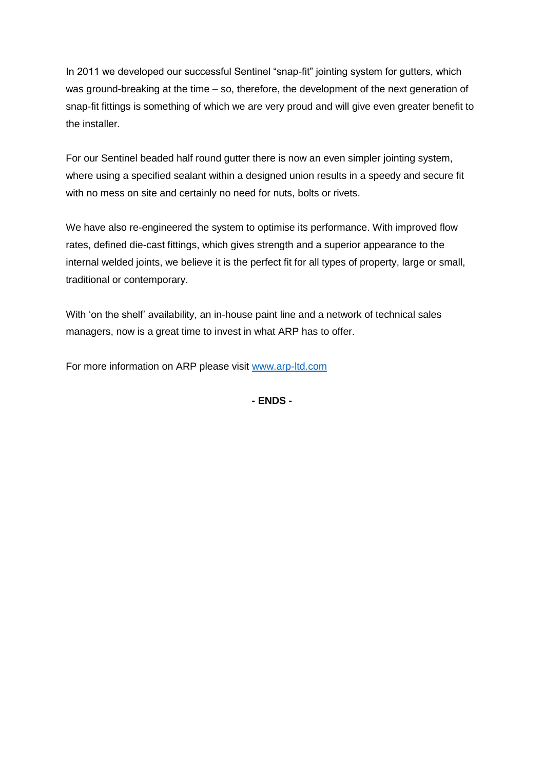In 2011 we developed our successful Sentinel "snap-fit" jointing system for gutters, which was ground-breaking at the time – so, therefore, the development of the next generation of snap-fit fittings is something of which we are very proud and will give even greater benefit to the installer.

For our Sentinel beaded half round gutter there is now an even simpler jointing system, where using a specified sealant within a designed union results in a speedy and secure fit with no mess on site and certainly no need for nuts, bolts or rivets.

We have also re-engineered the system to optimise its performance. With improved flow rates, defined die-cast fittings, which gives strength and a superior appearance to the internal welded joints, we believe it is the perfect fit for all types of property, large or small, traditional or contemporary.

With 'on the shelf' availability, an in-house paint line and a network of technical sales managers, now is a great time to invest in what ARP has to offer.

For more information on ARP please visit [www.arp-ltd.com](http://www.arp-ltd.com)

**- ENDS -**